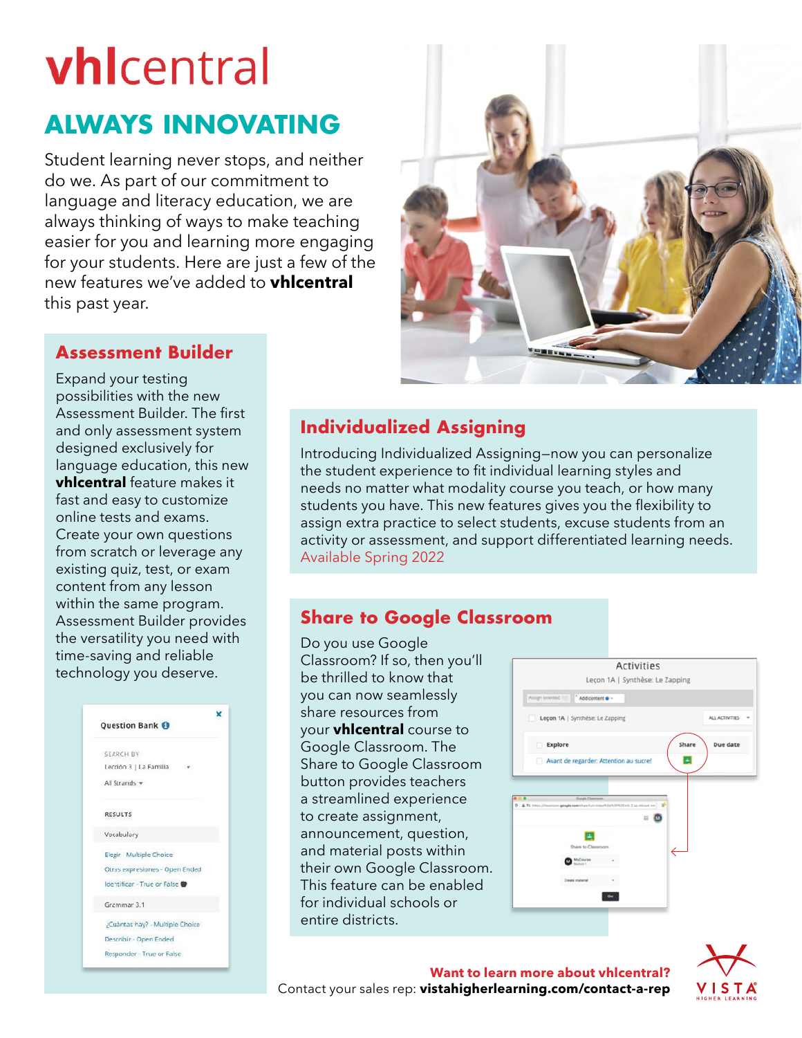# vhlcentral

## ALWAYS INNOVATING

Student learning never stops, and neither do we. As part of our commitment to language and literacy education, we are always thinking of ways to make teaching easier for you and learning more engaging for your students. Here are just a few of the new features we've added to **vhlcentral** this past year.

## Assessment Builder

Expand your testing possibilities with the new Assessment Builder. The first and only assessment system designed exclusively for language education, this new **vhlcentral** feature makes it fast and easy to customize online tests and exams. Create your own questions from scratch or leverage any existing quiz, test, or exam content from any lesson within the same program. Assessment Builder provides the versatility you need with time-saving and reliable technology you deserve.

Question Bank

SEARCH BY
Lección 3 | La Familia
All Strands

RESULTS
Vocabulary
Elegir - Multiple Choice
Otras expresiones - Open Ended
Identificar - True or False
Grammar 3.1
¿Cuántas hay? - Multiple Choice
Describir - Open Ended
Responder - True or False

## Individualized Assigning

Introducing Individualized Assigning—now you can personalize the student experience to fit individual learning styles and needs no matter what modality course you teach, or how many students you have. This new features gives you the flexibility to assign extra practice to select students, excuse students from an activity or assessment, and support differentiated learning needs. Available Spring 2022

## Share to Google Classroom

Do you use Google Classroom? If so, then you'll be thrilled to know that you can now seamlessly share resources from your **vhlcentral** course to Google Classroom. The Share to Google Classroom button provides teachers a streamlined experience to create assignment, announcement, question, and material posts within their own Google Classroom. This feature can be enabled for individual schools or entire districts.

Activities
Leçon 1A | Synthèse: Le Zapping
Leçon 1A | Synthèse: Le Zapping
Explore | Share | Due date
Avant de regarder: Attention au sucre!

Share to Classroom

**Want to learn more about vhlcentral?**
Contact your sales rep: **vistahigherlearning.com/contact-a-rep**

VISTA HIGHER LEARNING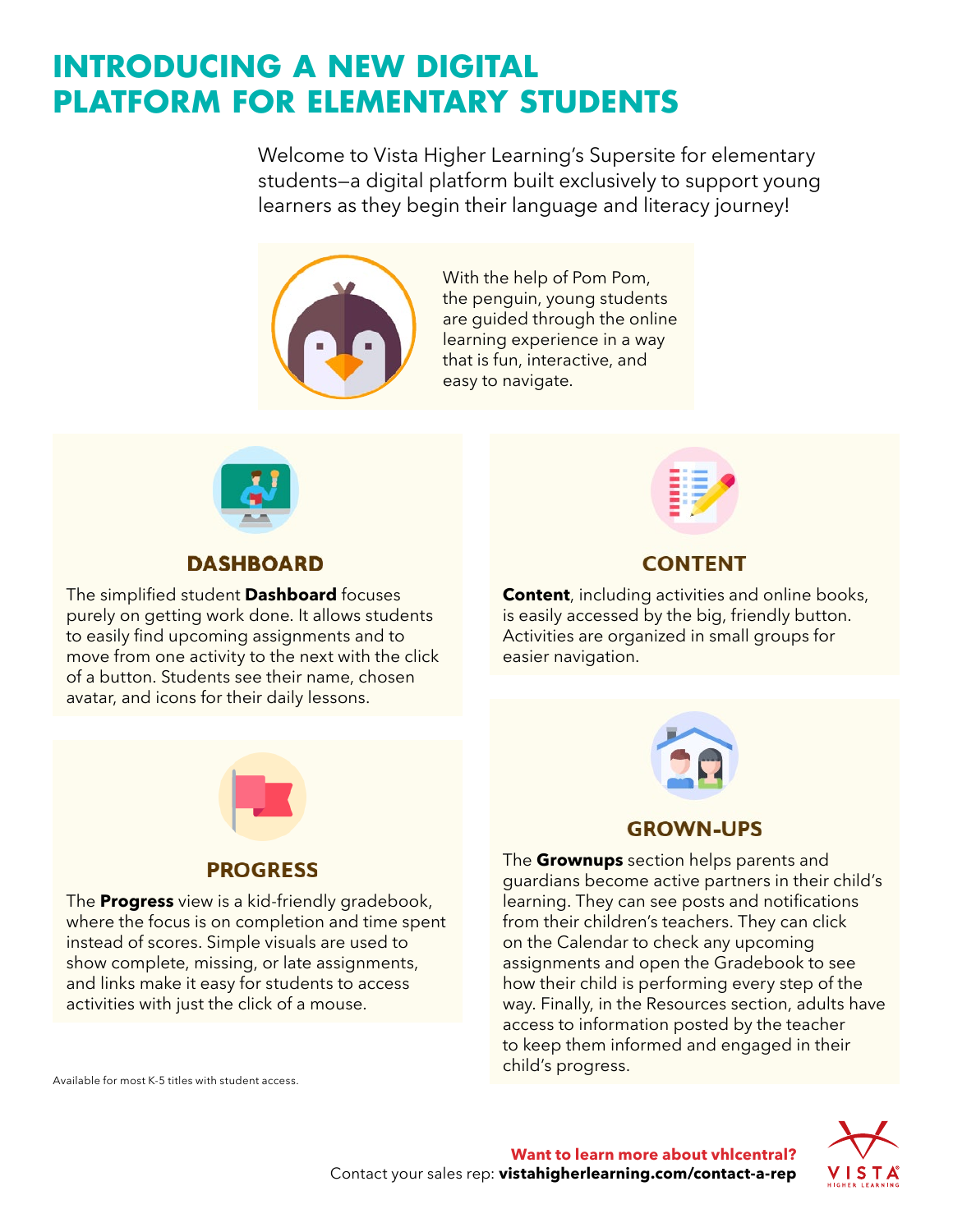# INTRODUCING A NEW DIGITAL PLATFORM FOR ELEMENTARY STUDENTS

Welcome to Vista Higher Learning's Supersite for elementary students—a digital platform built exclusively to support young learners as they begin their language and literacy journey!

With the help of Pom Pom, the penguin, young students are guided through the online learning experience in a way that is fun, interactive, and easy to navigate.

## DASHBOARD

The simplified student **Dashboard** focuses purely on getting work done. It allows students to easily find upcoming assignments and to move from one activity to the next with the click of a button. Students see their name, chosen avatar, and icons for their daily lessons.

## PROGRESS

The **Progress** view is a kid-friendly gradebook, where the focus is on completion and time spent instead of scores. Simple visuals are used to show complete, missing, or late assignments, and links make it easy for students to access activities with just the click of a mouse.

## CONTENT

**Content**, including activities and online books, is easily accessed by the big, friendly button. Activities are organized in small groups for easier navigation.

## GROWN-UPS

The **Grownups** section helps parents and guardians become active partners in their child's learning. They can see posts and notifications from their children's teachers. They can click on the Calendar to check any upcoming assignments and open the Gradebook to see how their child is performing every step of the way. Finally, in the Resources section, adults have access to information posted by the teacher to keep them informed and engaged in their child's progress.

Available for most K-5 titles with student access.

**Want to learn more about vhlcentral?**
Contact your sales rep: **vistahigherlearning.com/contact-a-rep**

VISTA HIGHER LEARNING